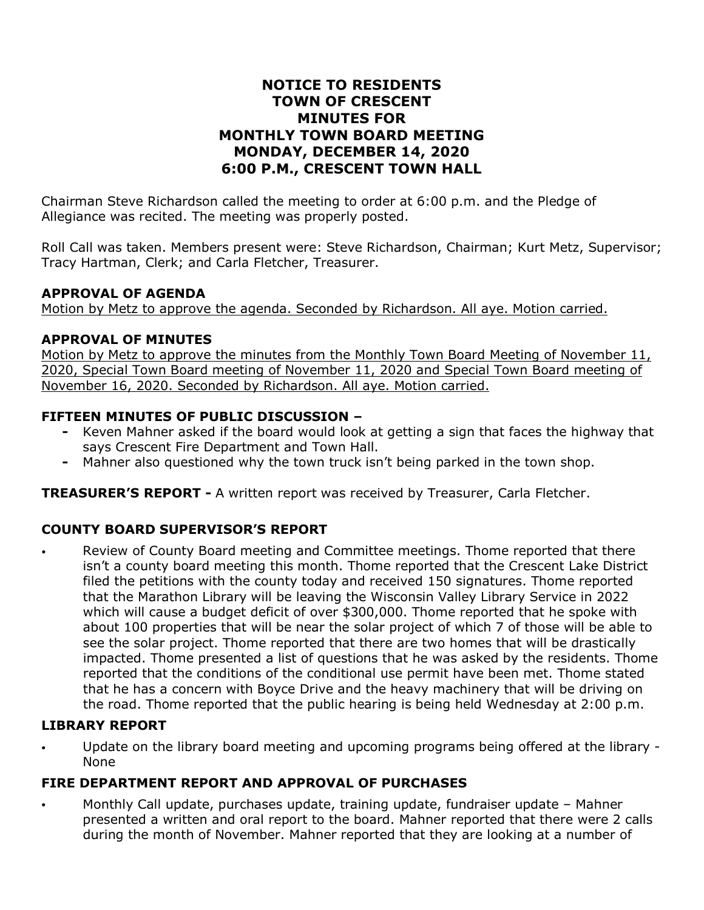# NOTICE TO RESIDENTS
# TOWN OF CRESCENT
# MINUTES FOR
# MONTHLY TOWN BOARD MEETING
# MONDAY, DECEMBER 14, 2020
# 6:00 P.M., CRESCENT TOWN HALL

Chairman Steve Richardson called the meeting to order at 6:00 p.m. and the Pledge of Allegiance was recited. The meeting was properly posted.

Roll Call was taken. Members present were: Steve Richardson, Chairman; Kurt Metz, Supervisor; Tracy Hartman, Clerk; and Carla Fletcher, Treasurer.

### APPROVAL OF AGENDA

<u>Motion by Metz to approve the agenda. Seconded by Richardson. All aye. Motion carried.</u>

### APPROVAL OF MINUTES

<u>Motion by Metz to approve the minutes from the Monthly Town Board Meeting of November 11, 2020, Special Town Board meeting of November 11, 2020 and Special Town Board meeting of November 16, 2020. Seconded by Richardson. All aye. Motion carried.</u>

### FIFTEEN MINUTES OF PUBLIC DISCUSSION –

- Keven Mahner asked if the board would look at getting a sign that faces the highway that says Crescent Fire Department and Town Hall.
- Mahner also questioned why the town truck isn't being parked in the town shop.

**TREASURER'S REPORT -** A written report was received by Treasurer, Carla Fletcher.

### COUNTY BOARD SUPERVISOR'S REPORT

- Review of County Board meeting and Committee meetings. Thome reported that there isn't a county board meeting this month. Thome reported that the Crescent Lake District filed the petitions with the county today and received 150 signatures. Thome reported that the Marathon Library will be leaving the Wisconsin Valley Library Service in 2022 which will cause a budget deficit of over $300,000. Thome reported that he spoke with about 100 properties that will be near the solar project of which 7 of those will be able to see the solar project. Thome reported that there are two homes that will be drastically impacted. Thome presented a list of questions that he was asked by the residents. Thome reported that the conditions of the conditional use permit have been met. Thome stated that he has a concern with Boyce Drive and the heavy machinery that will be driving on the road. Thome reported that the public hearing is being held Wednesday at 2:00 p.m.

### LIBRARY REPORT

- Update on the library board meeting and upcoming programs being offered at the library - None

### FIRE DEPARTMENT REPORT AND APPROVAL OF PURCHASES

- Monthly Call update, purchases update, training update, fundraiser update – Mahner presented a written and oral report to the board. Mahner reported that there were 2 calls during the month of November. Mahner reported that they are looking at a number of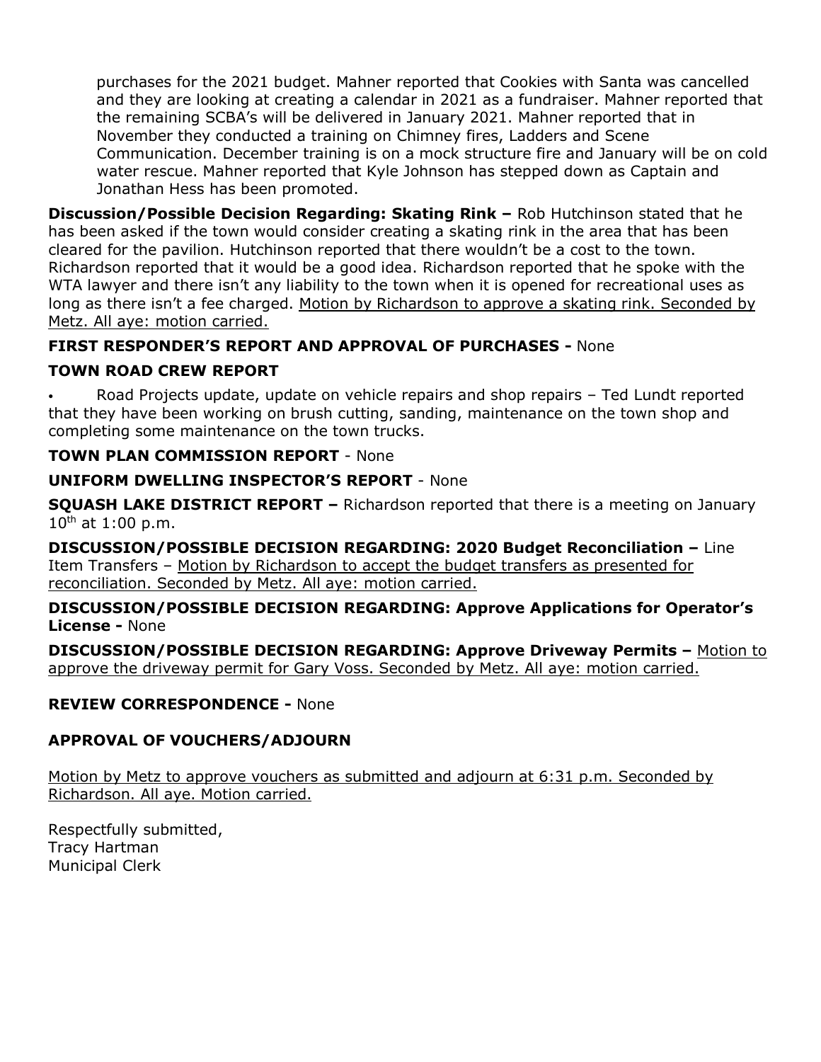purchases for the 2021 budget. Mahner reported that Cookies with Santa was cancelled and they are looking at creating a calendar in 2021 as a fundraiser. Mahner reported that the remaining SCBA's will be delivered in January 2021. Mahner reported that in November they conducted a training on Chimney fires, Ladders and Scene Communication. December training is on a mock structure fire and January will be on cold water rescue. Mahner reported that Kyle Johnson has stepped down as Captain and Jonathan Hess has been promoted.

**Discussion/Possible Decision Regarding: Skating Rink –** Rob Hutchinson stated that he has been asked if the town would consider creating a skating rink in the area that has been cleared for the pavilion. Hutchinson reported that there wouldn't be a cost to the town. Richardson reported that it would be a good idea. Richardson reported that he spoke with the WTA lawyer and there isn't any liability to the town when it is opened for recreational uses as long as there isn't a fee charged. Motion by Richardson to approve a skating rink. Seconded by Metz. All aye: motion carried.

**FIRST RESPONDER'S REPORT AND APPROVAL OF PURCHASES -** None

**TOWN ROAD CREW REPORT**

- Road Projects update, update on vehicle repairs and shop repairs – Ted Lundt reported that they have been working on brush cutting, sanding, maintenance on the town shop and completing some maintenance on the town trucks.

**TOWN PLAN COMMISSION REPORT** - None

**UNIFORM DWELLING INSPECTOR'S REPORT** - None

**SQUASH LAKE DISTRICT REPORT –** Richardson reported that there is a meeting on January 10th at 1:00 p.m.

**DISCUSSION/POSSIBLE DECISION REGARDING: 2020 Budget Reconciliation –** Line Item Transfers – Motion by Richardson to accept the budget transfers as presented for reconciliation. Seconded by Metz. All aye: motion carried.

**DISCUSSION/POSSIBLE DECISION REGARDING: Approve Applications for Operator's License -** None

**DISCUSSION/POSSIBLE DECISION REGARDING: Approve Driveway Permits –** Motion to approve the driveway permit for Gary Voss. Seconded by Metz. All aye: motion carried.

**REVIEW CORRESPONDENCE -** None

**APPROVAL OF VOUCHERS/ADJOURN**

Motion by Metz to approve vouchers as submitted and adjourn at 6:31 p.m. Seconded by Richardson. All aye. Motion carried.

Respectfully submitted,
Tracy Hartman
Municipal Clerk